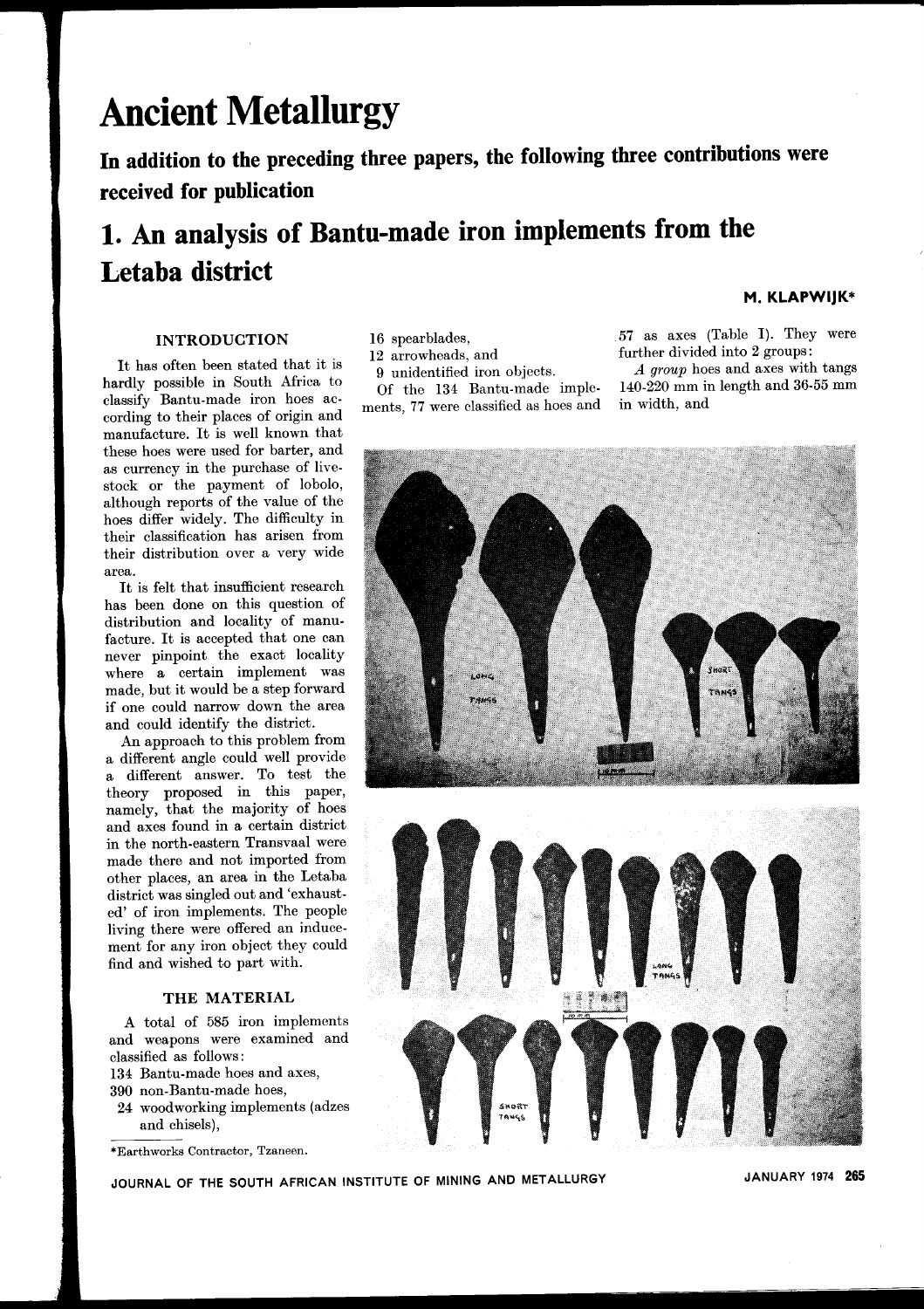# Ancient Metallurgy

**In addition to the preceding three papers, the following three contributions were received for publication**

# 1. An analysis of Bantu-made iron implements from the Letaba district

**M. KLAPWIJK***

## INTRODUCTION

It has often been stated that it is hardly possible in South Africa to classify Bantu-made iron hoes according to their places of origin and manufacture. It is well known that these hoes were used for barter, and as currency in the purchase of livestock or the payment of lobolo, although reports of the value of the hoes differ widely. The difficulty in their classification has arisen from their distribution over a very wide area.

It is felt that insufficient research has been done on this question of distribution and locality of manufacture. It is accepted that one can never pinpoint the exact locality where a certain implement was made, but it would be a step forward if one could narrow down the area and could identify the district.

An approach to this problem from a different angle could well provide a different answer. To test the theory proposed in this paper, namely, that the majority of hoes and axes found in a certain district in the north-eastern Transvaal were made there and not imported from other places, an area in the Letaba district was singled out and 'exhausted' of iron implements. The people living there were offered an inducement for any iron object they could find and wished to part with.

## THE MATERIAL

A total of 585 iron implements and weapons were examined and classified as follows:

- 134 Bantu-made hoes and axes,
- 390 non-Bantu-made hoes,
- 24 woodworking implements (adzes and chisels),
- 16 spearblades,
- 12 arrowheads, and
- 9 unidentified iron objects.

Of the 134 Bantu-made implements, 77 were classified as hoes and 57 as axes (Table I). They were further divided into 2 groups:

*A group* hoes and axes with tangs 140-220 mm in length and 36-55 mm in width, and

*Earthworks Contractor, Tzaneen.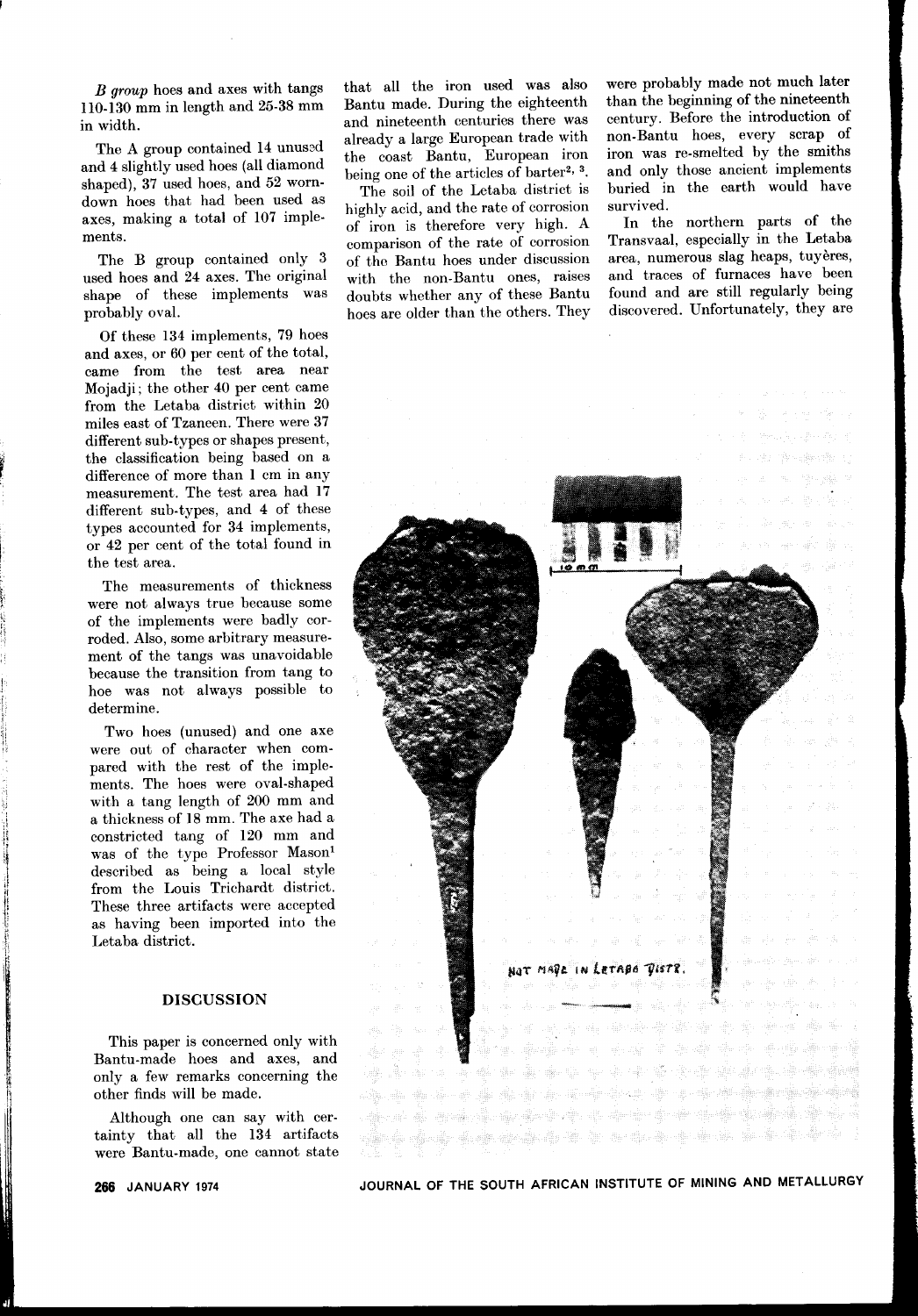*B group* hoes and axes with tangs 110-130 mm in length and 25-38 mm in width.

The A group contained 14 unused and 4 slightly used hoes (all diamond shaped), 37 used hoes, and 52 worn-down hoes that had been used as axes, making a total of 107 implements.

The B group contained only 3 used hoes and 24 axes. The original shape of these implements was probably oval.

Of these 134 implements, 79 hoes and axes, or 60 per cent of the total, came from the test area near Mojadji; the other 40 per cent came from the Letaba district within 20 miles east of Tzaneen. There were 37 different sub-types or shapes present, the classification being based on a difference of more than 1 cm in any measurement. The test area had 17 different sub-types, and 4 of these types accounted for 34 implements, or 42 per cent of the total found in the test area.

The measurements of thickness were not always true because some of the implements were badly corroded. Also, some arbitrary measurement of the tangs was unavoidable because the transition from tang to hoe was not always possible to determine.

Two hoes (unused) and one axe were out of character when compared with the rest of the implements. The hoes were oval-shaped with a tang length of 200 mm and a thickness of 18 mm. The axe had a constricted tang of 120 mm and was of the type Professor Mason[1] described as being a local style from the Louis Trichardt district. These three artifacts were accepted as having been imported into the Letaba district.

## DISCUSSION

This paper is concerned only with Bantu-made hoes and axes, and only a few remarks concerning the other finds will be made.

Although one can say with certainty that all the 134 artifacts were Bantu-made, one cannot state that all the iron used was also Bantu made. During the eighteenth and nineteenth centuries there was already a large European trade with the coast Bantu, European iron being one of the articles of barter[2, 3].

The soil of the Letaba district is highly acid, and the rate of corrosion of iron is therefore very high. A comparison of the rate of corrosion of the Bantu hoes under discussion with the non-Bantu ones, raises doubts whether any of these Bantu hoes are older than the others. They were probably made not much later than the beginning of the nineteenth century. Before the introduction of non-Bantu hoes, every scrap of iron was re-smelted by the smiths and only those ancient implements buried in the earth would have survived.

In the northern parts of the Transvaal, especially in the Letaba area, numerous slag heaps, tuyères, and traces of furnaces have been found and are still regularly being discovered. Unfortunately, they are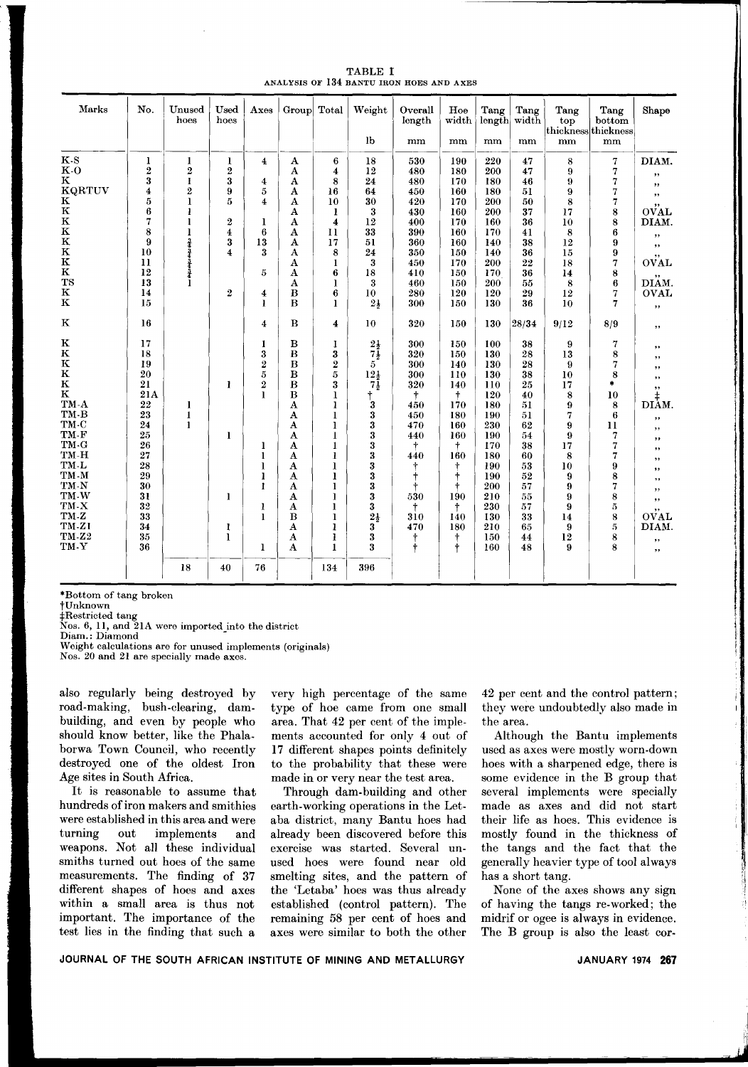TABLE I
ANALYSIS OF 134 BANTU IRON HOES AND AXES

| Marks | No. | Unused hoes | Used hoes | Axes | Group | Total | Weight lb | Overall length mm | Hoe width mm | Tang length mm | Tang width mm | Tang top thickness mm | Tang bottom thickness mm | Shape |
|---|---|---|---|---|---|---|---|---|---|---|---|---|---|---|
| K-S | 1 | 1 | 1 | 4 | A | 6 | 18 | 530 | 190 | 220 | 47 | 8 | 7 | DIAM. |
| K-O | 2 | 2 | 2 | | A | 4 | 12 | 480 | 180 | 200 | 47 | 9 | 7 | ,, |
| K | 3 | 1 | 3 | 4 | A | 8 | 24 | 480 | 170 | 180 | 46 | 9 | 7 | ,, |
| KQRTUV | 4 | 2 | 9 | 5 | A | 16 | 64 | 450 | 160 | 180 | 51 | 9 | 7 | ,, |
| K | 5 | 1 | 5 | 4 | A | 10 | 30 | 420 | 170 | 200 | 50 | 8 | 7 | ,, |
| K | 6 | 1 | | | A | 1 | 3 | 430 | 160 | 200 | 37 | 17 | 8 | OVAL |
| K | 7 | 1 | 2 | 1 | A | 4 | 12 | 400 | 170 | 160 | 36 | 10 | 8 | DIAM. |
| K | 8 | 1 | 4 | 6 | A | 11 | 33 | 390 | 160 | 170 | 41 | 8 | 6 | ,, |
| K | 9 | 1 | 3 | 13 | A | 17 | 51 | 360 | 160 | 140 | 38 | 12 | 9 | ,, |
| K | 10 | 1 | 4 | 3 | A | 8 | 24 | 350 | 150 | 140 | 36 | 15 | 9 | ,, |
| K | 11 | 1 | | | A | 1 | 3 | 450 | 170 | 200 | 22 | 18 | 7 | OVAL |
| K | 12 | 1 | | 5 | A | 6 | 18 | 410 | 150 | 170 | 36 | 14 | 8 | ,, |
| TS | 13 | 1 | | | A | 1 | 3 | 460 | 150 | 200 | 55 | 8 | 6 | DIAM. |
| K | 14 | | 2 | 4 | B | 6 | 10 | 280 | 120 | 120 | 29 | 12 | 7 | OVAL |
| K | 15 | | | 1 | B | 1 | 2½ | 300 | 150 | 130 | 36 | 10 | 7 | ,, |
| K | 16 | | | 4 | B | 4 | 10 | 320 | 150 | 130 | 28/34 | 9/12 | 8/9 | ,, |
| K | 17 | | | 1 | B | 1 | 2½ | 300 | 150 | 100 | 38 | 9 | 7 | ,, |
| K | 18 | | | 3 | B | 3 | 7½ | 320 | 150 | 130 | 28 | 13 | 8 | ,, |
| K | 19 | | | 2 | B | 2 | 5 | 300 | 140 | 130 | 28 | 9 | 7 | ,, |
| K | 20 | | | 5 | B | 5 | 12½ | 300 | 110 | 130 | 38 | 10 | 8 | ,, |
| K | 21 | | 1 | 2 | B | 3 | 7½ | 320 | 140 | 110 | 25 | 17 | * | ,, |
| K | 21A | | | 1 | B | 1 | † | † | † | 120 | 40 | 8 | 10 | ‡ |
| TM-A | 22 | 1 | | | A | 1 | 3 | 450 | 170 | 180 | 51 | 9 | 8 | DIAM. |
| TM-B | 23 | 1 | | | A | 1 | 3 | 450 | 180 | 190 | 51 | 7 | 6 | ,, |
| TM-C | 24 | 1 | | | A | 1 | 3 | 470 | 160 | 230 | 62 | 9 | 11 | ,, |
| TM-F | 25 | | 1 | | A | 1 | 3 | 440 | 160 | 190 | 54 | 9 | 7 | ,, |
| TM-G | 26 | | | 1 | A | 1 | 3 | † | † | 170 | 38 | 17 | 7 | ,, |
| TM-H | 27 | | | 1 | A | 1 | 3 | 440 | 160 | 180 | 60 | 8 | 7 | ,, |
| TM-L | 28 | | | 1 | A | 1 | 3 | † | † | 190 | 53 | 10 | 9 | ,, |
| TM-M | 29 | | | 1 | A | 1 | 3 | † | † | 190 | 52 | 9 | 8 | ,, |
| TM-N | 30 | | | 1 | A | 1 | 3 | † | † | 200 | 57 | 9 | 7 | ,, |
| TM-W | 31 | | 1 | | A | 1 | 3 | 530 | 190 | 210 | 55 | 9 | 8 | ,, |
| TM-X | 32 | | | 1 | A | 1 | 3 | † | † | 230 | 57 | 9 | 5 | ,, |
| TM-Z | 33 | | | 1 | B | 1 | 2½ | 310 | 140 | 130 | 33 | 14 | 8 | OVAL |
| TM-Z1 | 34 | | 1 | | A | 1 | 3 | 470 | 180 | 210 | 65 | 9 | 5 | DIAM. |
| TM-Z2 | 35 | | 1 | | A | 1 | 3 | † | † | 150 | 44 | 12 | 8 | ,, |
| TM-Y | 36 | | | 1 | A | 1 | 3 | † | † | 160 | 48 | 9 | 8 | ,, |
| | | 18 | 40 | 76 | | 134 | 396 | | | | | | | |

*Bottom of tang broken
†Unknown
‡Restricted tang
Nos. 6, 11, and 21A were imported into the district
Diam.: Diamond
Weight calculations are for unused implements (originals)
Nos. 20 and 21 are specially made axes.

also regularly being destroyed by road-making, bush-clearing, dam-building, and even by people who should know better, like the Phalaborwa Town Council, who recently destroyed one of the oldest Iron Age sites in South Africa.

It is reasonable to assume that hundreds of iron makers and smithies were established in this area and were turning out implements and weapons. Not all these individual smiths turned out hoes of the same measurements. The finding of 37 different shapes of hoes and axes within a small area is thus not important. The importance of the test lies in the finding that such a very high percentage of the same type of hoe came from one small area. That 42 per cent of the implements accounted for only 4 out of 17 different shapes points definitely to the probability that these were made in or very near the test area.

Through dam-building and other earth-working operations in the Letaba district, many Bantu hoes had already been discovered before this exercise was started. Several unused hoes were found near old smelting sites, and the pattern of the 'Letaba' hoes was thus already established (control pattern). The remaining 58 per cent of hoes and axes were similar to both the other 42 per cent and the control pattern; they were undoubtedly also made in the area.

Although the Bantu implements used as axes were mostly worn-down hoes with a sharpened edge, there is some evidence in the B group that several implements were specially made as axes and did not start their life as hoes. This evidence is mostly found in the thickness of the tangs and the fact that the generally heavier type of tool always has a short tang.

None of the axes shows any sign of having the tangs re-worked; the midrif or ogee is always in evidence. The B group is also the least cor-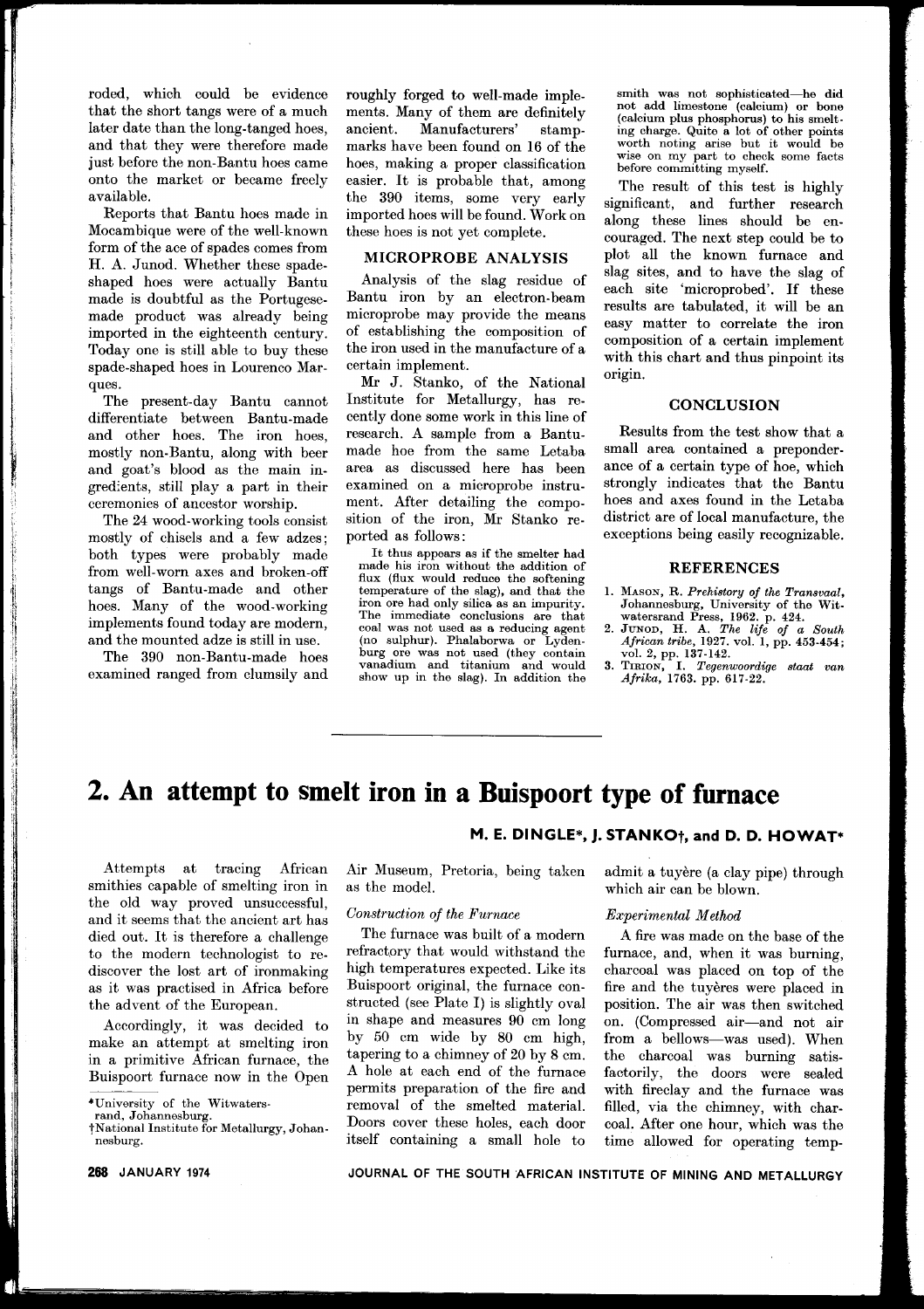roded, which could be evidence that the short tangs were of a much later date than the long-tanged hoes, and that they were therefore made just before the non-Bantu hoes came onto the market or became freely available.

Reports that Bantu hoes made in Mocambique were of the well-known form of the ace of spades comes from H. A. Junod. Whether these spade-shaped hoes were actually Bantu made is doubtful as the Portugese-made product was already being imported in the eighteenth century. Today one is still able to buy these spade-shaped hoes in Lourenco Marques.

The present-day Bantu cannot differentiate between Bantu-made and other hoes. The iron hoes, mostly non-Bantu, along with beer and goat's blood as the main ingredients, still play a part in their ceremonies of ancestor worship.

The 24 wood-working tools consist mostly of chisels and a few adzes; both types were probably made from well-worn axes and broken-off tangs of Bantu-made and other hoes. Many of the wood-working implements found today are modern, and the mounted adze is still in use.

The 390 non-Bantu-made hoes examined ranged from clumsily and roughly forged to well-made implements. Many of them are definitely ancient. Manufacturers' stamp-marks have been found on 16 of the hoes, making a proper classification easier. It is probable that, among the 390 items, some very early imported hoes will be found. Work on these hoes is not yet complete.

### MICROPROBE ANALYSIS

Analysis of the slag residue of Bantu iron by an electron-beam microprobe may provide the means of establishing the composition of the iron used in the manufacture of a certain implement.

Mr J. Stanko, of the National Institute for Metallurgy, has recently done some work in this line of research. A sample from a Bantu-made hoe from the same Letaba area as discussed here has been examined on a microprobe instrument. After detailing the composition of the iron, Mr Stanko reported as follows:

> It thus appears as if the smelter had made his iron without the addition of flux (flux would reduce the softening temperature of the slag), and that the iron ore had only silica as an impurity. The immediate conclusions are that coal was not used as a reducing agent (no sulphur). Phalaborwa or Lydenburg ore was not used (they contain vanadium and titanium and would show up in the slag). In addition the smith was not sophisticated—he did not add limestone (calcium) or bone (calcium plus phosphorus) to his smelting charge. Quite a lot of other points worth noting arise but it would be wise on my part to check some facts before committing myself.

The result of this test is highly significant, and further research along these lines should be encouraged. The next step could be to plot all the known furnace and slag sites, and to have the slag of each site 'microprobed'. If these results are tabulated, it will be an easy matter to correlate the iron composition of a certain implement with this chart and thus pinpoint its origin.

### CONCLUSION

Results from the test show that a small area contained a preponderance of a certain type of hoe, which strongly indicates that the Bantu hoes and axes found in the Letaba district are of local manufacture, the exceptions being easily recognizable.

### REFERENCES

1. MASON, R. *Prehistory of the Transvaal*, Johannesburg, University of the Witwatersrand Press, 1962. p. 424.
2. JUNOD, H. A. *The life of a South African tribe*, 1927. vol. 1, pp. 453-454; vol. 2, pp. 137-142.
3. TIRION, I. *Tegenwoordige staat van Afrika*, 1763. pp. 617-22.

---

# 2. An attempt to smelt iron in a Buispoort type of furnace

**M. E. DINGLE\*, J. STANKO†, and D. D. HOWAT\***

Attempts at tracing African smithies capable of smelting iron in the old way proved unsuccessful, and it seems that the ancient art has died out. It is therefore a challenge to the modern technologist to rediscover the lost art of ironmaking as it was practised in Africa before the advent of the European.

Accordingly, it was decided to make an attempt at smelting iron in a primitive African furnace, the Buispoort furnace now in the Open Air Museum, Pretoria, being taken as the model.

\*University of the Witwatersrand, Johannesburg.
†National Institute for Metallurgy, Johannesburg.

*Construction of the Furnace*

The furnace was built of a modern refractory that would withstand the high temperatures expected. Like its Buispoort original, the furnace constructed (see Plate I) is slightly oval in shape and measures 90 cm long by 50 cm wide by 80 cm high, tapering to a chimney of 20 by 8 cm. A hole at each end of the furnace permits preparation of the fire and removal of the smelted material. Doors cover these holes, each door itself containing a small hole to admit a tuyère (a clay pipe) through which air can be blown.

*Experimental Method*

A fire was made on the base of the furnace, and, when it was burning, charcoal was placed on top of the fire and the tuyères were placed in position. The air was then switched on. (Compressed air—and not air from a bellows—was used). When the charcoal was burning satisfactorily, the doors were sealed with fireclay and the furnace was filled, via the chimney, with charcoal. After one hour, which was the time allowed for operating temp-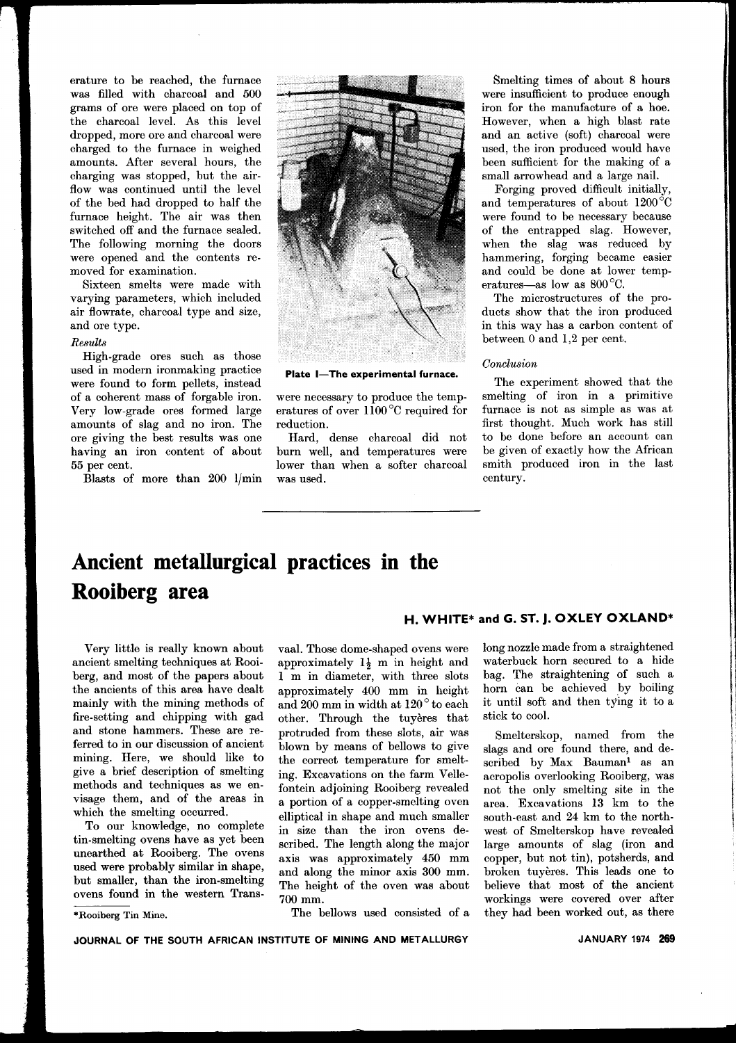erature to be reached, the furnace was filled with charcoal and 500 grams of ore were placed on top of the charcoal level. As this level dropped, more ore and charcoal were charged to the furnace in weighed amounts. After several hours, the charging was stopped, but the airflow was continued until the level of the bed had dropped to half the furnace height. The air was then switched off and the furnace sealed. The following morning the doors were opened and the contents removed for examination.

Sixteen smelts were made with varying parameters, which included air flowrate, charcoal type and size, and ore type.

*Results*

High-grade ores such as those used in modern ironmaking practice were found to form pellets, instead of a coherent mass of forgable iron. Very low-grade ores formed large amounts of slag and no iron. The ore giving the best results was one having an iron content of about 55 per cent.

Blasts of more than 200 l/min were necessary to produce the temperatures of over 1100 °C required for reduction.

**Plate I—The experimental furnace.**

Hard, dense charcoal did not burn well, and temperatures were lower than when a softer charcoal was used.

Smelting times of about 8 hours were insufficient to produce enough iron for the manufacture of a hoe. However, when a high blast rate and an active (soft) charcoal were used, the iron produced would have been sufficient for the making of a small arrowhead and a large nail.

Forging proved difficult initially, and temperatures of about 1200 °C were found to be necessary because of the entrapped slag. However, when the slag was reduced by hammering, forging became easier and could be done at lower temperatures—as low as 800 °C.

The microstructures of the products show that the iron produced in this way has a carbon content of between 0 and 1,2 per cent.

*Conclusion*

The experiment showed that the smelting of iron in a primitive furnace is not as simple as was at first thought. Much work has still to be done before an account can be given of exactly how the African smith produced iron in the last century.

# Ancient metallurgical practices in the Rooiberg area

**H. WHITE\* and G. ST. J. OXLEY OXLAND\***

Very little is really known about ancient smelting techniques at Rooiberg, and most of the papers about the ancients of this area have dealt mainly with the mining methods of fire-setting and chipping with gad and stone hammers. These are referred to in our discussion of ancient mining. Here, we should like to give a brief description of smelting methods and techniques as we envisage them, and of the areas in which the smelting occurred.

To our knowledge, no complete tin-smelting ovens have as yet been unearthed at Rooiberg. The ovens used were probably similar in shape, but smaller, than the iron-smelting ovens found in the western Transvaal. Those dome-shaped ovens were approximately 1½ m in height and 1 m in diameter, with three slots approximately 400 mm in height and 200 mm in width at 120° to each other. Through the tuyères that protruded from these slots, air was blown by means of bellows to give the correct temperature for smelting. Excavations on the farm Vellefontein adjoining Rooiberg revealed a portion of a copper-smelting oven elliptical in shape and much smaller in size than the iron ovens described. The length along the major axis was approximately 450 mm and along the minor axis 300 mm. The height of the oven was about 700 mm.

The bellows used consisted of a long nozzle made from a straightened waterbuck horn secured to a hide bag. The straightening of such a horn can be achieved by boiling it until soft and then tying it to a stick to cool.

Smelterskop, named from the slags and ore found there, and described by Max Bauman[1] as an acropolis overlooking Rooiberg, was not the only smelting site in the area. Excavations 13 km to the south-east and 24 km to the north-west of Smelterskop have revealed large amounts of slag (iron and copper, but not tin), potsherds, and broken tuyères. This leads one to believe that most of the ancient workings were covered over after they had been worked out, as there

\*Rooiberg Tin Mine.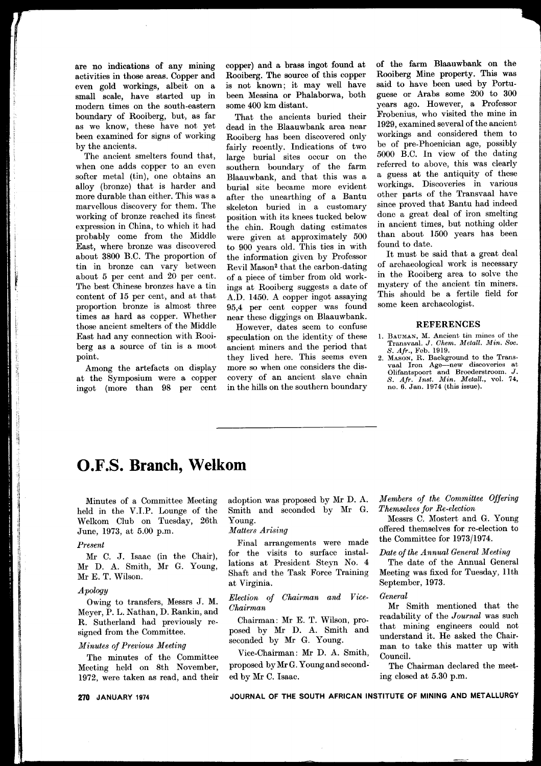are no indications of any mining activities in those areas. Copper and even gold workings, albeit on a small scale, have started up in modern times on the south-eastern boundary of Rooiberg, but, as far as we know, these have not yet been examined for signs of working by the ancients.

The ancient smelters found that, when one adds copper to an even softer metal (tin), one obtains an alloy (bronze) that is harder and more durable than either. This was a marvellous discovery for them. The working of bronze reached its finest expression in China, to which it had probably come from the Middle East, where bronze was discovered about 3800 B.C. The proportion of tin in bronze can vary between about 5 per cent and 20 per cent. The best Chinese bronzes have a tin content of 15 per cent, and at that proportion bronze is almost three times as hard as copper. Whether those ancient smelters of the Middle East had any connection with Rooiberg as a source of tin is a moot point.

Among the artefacts on display at the Symposium were a copper ingot (more than 98 per cent copper) and a brass ingot found at Rooiberg. The source of this copper is not known; it may well have been Messina or Phalaborwa, both some 400 km distant.

That the ancients buried their dead in the Blaauwbank area near Rooiberg has been discovered only fairly recently. Indications of two large burial sites occur on the southern boundary of the farm Blaauwbank, and that this was a burial site became more evident after the unearthing of a Bantu skeleton buried in a customary position with its knees tucked below the chin. Rough dating estimates were given at approximately 500 to 900 years old. This ties in with the information given by Professor Revil Mason[2] that the carbon-dating of a piece of timber from old workings at Rooiberg suggests a date of A.D. 1450. A copper ingot assaying 95,4 per cent copper was found near these diggings on Blaauwbank.

However, dates seem to confuse speculation on the identity of these ancient miners and the period that they lived here. This seems even more so when one considers the discovery of an ancient slave chain in the hills on the southern boundary of the farm Blaauwbank on the Rooiberg Mine property. This was said to have been used by Portuguese or Arabs some 200 to 300 years ago. However, a Professor Frobenius, who visited the mine in 1929, examined several of the ancient workings and considered them to be of pre-Phoenician age, possibly 5000 B.C. In view of the dating referred to above, this was clearly a guess at the antiquity of these workings. Discoveries in various other parts of the Transvaal have since proved that Bantu had indeed done a great deal of iron smelting in ancient times, but nothing older than about 1500 years has been found to date.

It must be said that a great deal of archaeological work is necessary in the Rooiberg area to solve the mystery of the ancient tin miners. This should be a fertile field for some keen archaeologist.

## REFERENCES

1. BAUMAN, M. Ancient tin mines of the Transvaal. *J. Chem. Metall. Min. Soc. S. Afr.*, Feb. 1919.
2. MASON, R. Background to the Transvaal Iron Age—new discoveries at Olifantspoort and Broederstroom. *J. S. Afr. Inst. Min. Metall.*, vol. 74, no. 6. Jan. 1974 (this issue).

# O.F.S. Branch, Welkom

Minutes of a Committee Meeting held in the V.I.P. Lounge of the Welkom Club on Tuesday, 26th June, 1973, at 5.00 p.m.

*Present*

Mr C. J. Isaac (in the Chair), Mr D. A. Smith, Mr G. Young, Mr E. T. Wilson.

*Apology*

Owing to transfers, Messrs J. M. Meyer, P. L. Nathan, D. Rankin, and R. Sutherland had previously resigned from the Committee.

*Minutes of Previous Meeting*

The minutes of the Committee Meeting held on 8th November, 1972, were taken as read, and their adoption was proposed by Mr D. A. Smith and seconded by Mr G. Young.

*Matters Arising*

Final arrangements were made for the visits to surface installations at President Steyn No. 4 Shaft and the Task Force Training at Virginia.

*Election of Chairman and Vice-Chairman*

Chairman: Mr E. T. Wilson, proposed by Mr D. A. Smith and seconded by Mr G. Young.

Vice-Chairman: Mr D. A. Smith, proposed by Mr G. Young and seconded by Mr C. Isaac.

*Members of the Committee Offering Themselves for Re-election*

Messrs C. Mostert and G. Young offered themselves for re-election to the Committee for 1973/1974.

*Date of the Annual General Meeting*

The date of the Annual General Meeting was fixed for Tuesday, 11th September, 1973.

*General*

Mr Smith mentioned that the readability of the *Journal* was such that mining engineers could not understand it. He asked the Chairman to take this matter up with Council.

The Chairman declared the meeting closed at 5.30 p.m.